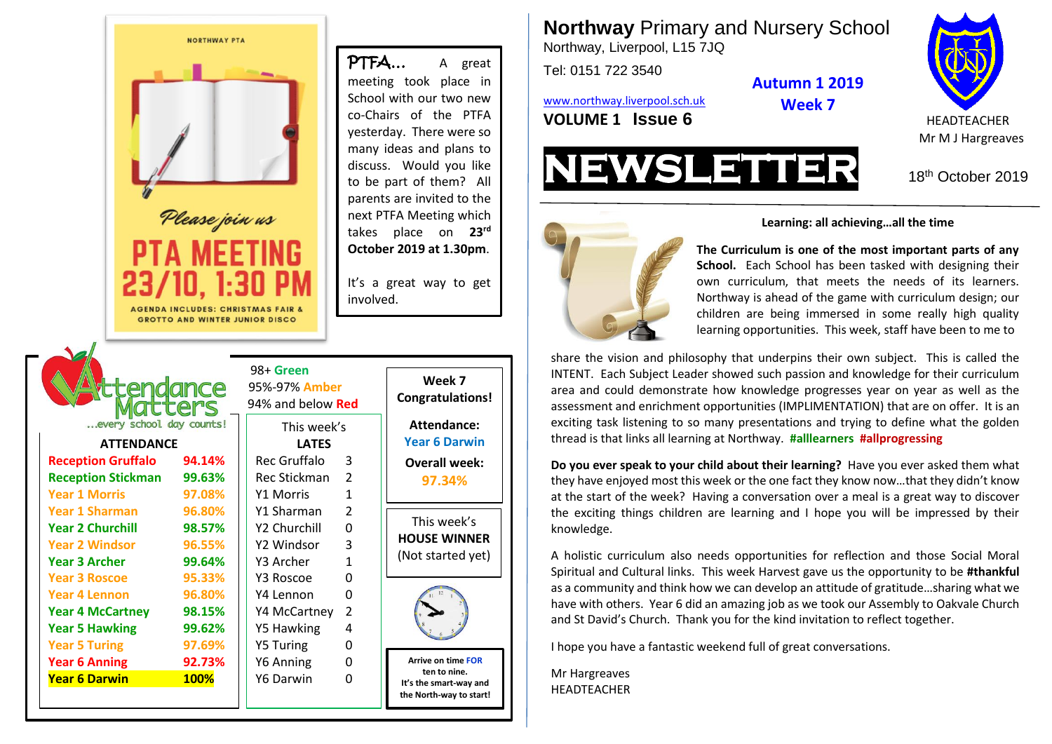# Northway Primary and Nursery School

Northway, Liverpool, L15 7JQ

Tel: 0151 722 3540

www.northway.liverpool.sch.uk

**VOLUME 1 Issue 6**

**Autumn 1 2019**
**Week 7**

HEADTEACHER
Mr M J Hargreaves

# NEWSLETTER

18th October 2019

### Learning: all achieving…all the time

**The Curriculum is one of the most important parts of any School.** Each School has been tasked with designing their own curriculum, that meets the needs of its learners. Northway is ahead of the game with curriculum design; our children are being immersed in some really high quality learning opportunities. This week, staff have been to me to share the vision and philosophy that underpins their own subject. This is called the INTENT. Each Subject Leader showed such passion and knowledge for their curriculum area and could demonstrate how knowledge progresses year on year as well as the assessment and enrichment opportunities (IMPLIMENTATION) that are on offer. It is an exciting task listening to so many presentations and trying to define what the golden thread is that links all learning at Northway. **#alllearners #allprogressing**

**Do you ever speak to your child about their learning?** Have you ever asked them what they have enjoyed most this week or the one fact they know now…that they didn't know at the start of the week? Having a conversation over a meal is a great way to discover the exciting things children are learning and I hope you will be impressed by their knowledge.

A holistic curriculum also needs opportunities for reflection and those Social Moral Spiritual and Cultural links. This week Harvest gave us the opportunity to be **#thankful** as a community and think how we can develop an attitude of gratitude…sharing what we have with others. Year 6 did an amazing job as we took our Assembly to Oakvale Church and St David's Church. Thank you for the kind invitation to reflect together.

I hope you have a fantastic weekend full of great conversations.

Mr Hargreaves
HEADTEACHER

---

NORTHWAY PTA

*Please join us*

**PTA MEETING 23/10, 1:30 PM**

AGENDA INCLUDES: CHRISTMAS FAIR & GROTTO AND WINTER JUNIOR DISCO

**PTFA…** A great meeting took place in School with our two new co-Chairs of the PTFA yesterday. There were so many ideas and plans to discuss. Would you like to be part of them? All parents are invited to the next PTFA Meeting which takes place on **23rd October 2019 at 1.30pm**.

It's a great way to get involved.

---

## Attendance Matters

…every school day counts!

98+ Green
95%-97% Amber
94% and below Red

| ATTENDANCE | | This week's LATES |
|---|---|---|
| Reception Gruffalo | 94.14% | 3 |
| Reception Stickman | 99.63% | 2 |
| Year 1 Morris | 97.08% | 1 |
| Year 1 Sharman | 96.80% | 2 |
| Year 2 Churchill | 98.57% | 0 |
| Year 2 Windsor | 96.55% | 3 |
| Year 3 Archer | 99.64% | 1 |
| Year 3 Roscoe | 95.33% | 0 |
| Year 4 Lennon | 96.80% | 0 |
| Year 4 McCartney | 98.15% | 2 |
| Year 5 Hawking | 99.62% | 4 |
| Year 5 Turing | 97.69% | 0 |
| Year 6 Anning | 92.73% | 0 |
| Year 6 Darwin | 100% | 0 |

**Week 7 Congratulations!**

**Attendance:** Year 6 Darwin

**Overall week:** 97.34%

This week's **HOUSE WINNER** (Not started yet)

**Arrive on time FOR ten to nine. It's the smart-way and the North-way to start!**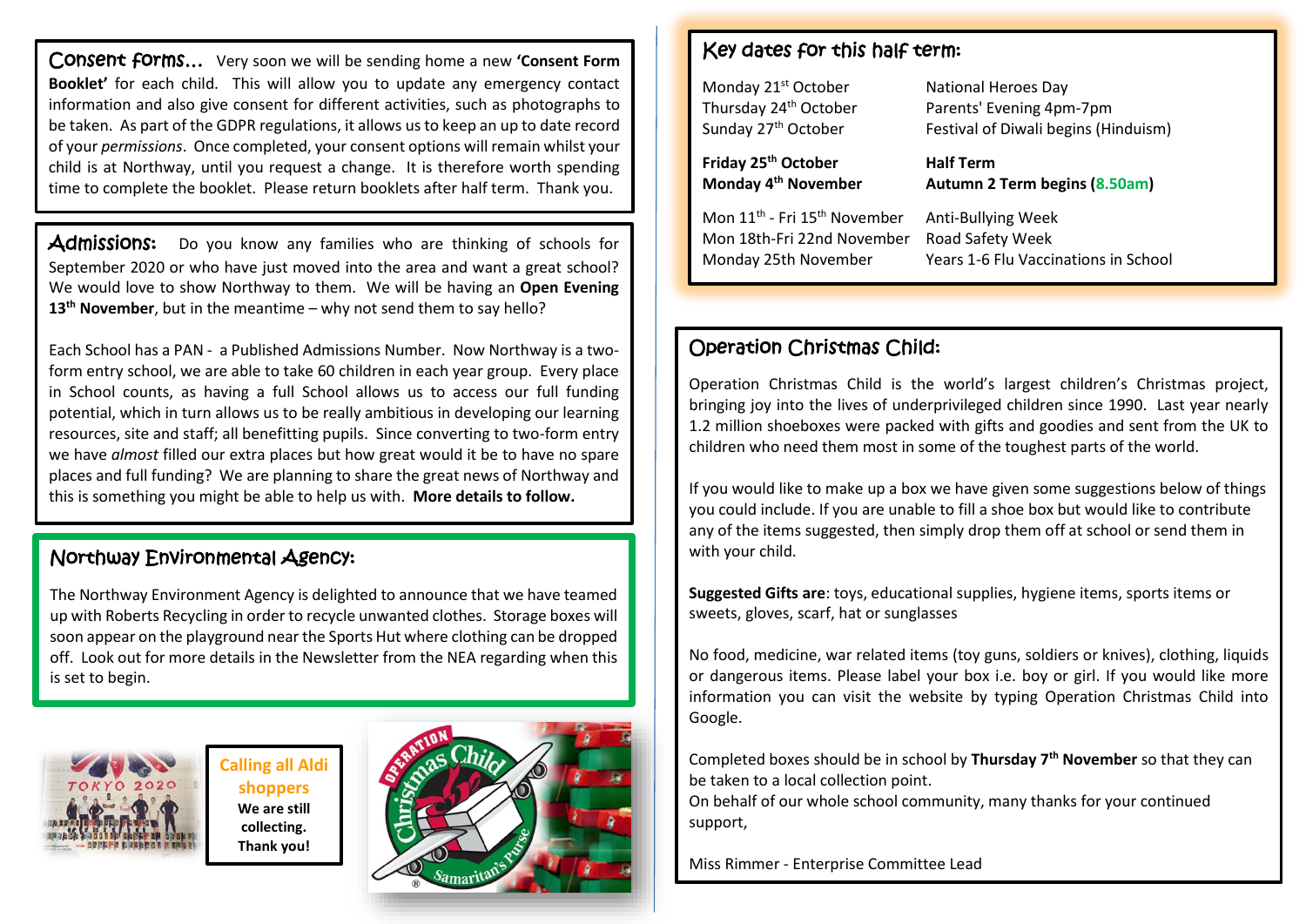## Consent forms…

Very soon we will be sending home a new **'Consent Form Booklet'** for each child. This will allow you to update any emergency contact information and also give consent for different activities, such as photographs to be taken. As part of the GDPR regulations, it allows us to keep an up to date record of your *permissions*. Once completed, your consent options will remain whilst your child is at Northway, until you request a change. It is therefore worth spending time to complete the booklet. Please return booklets after half term. Thank you.

## Admissions:

Do you know any families who are thinking of schools for September 2020 or who have just moved into the area and want a great school? We would love to show Northway to them. We will be having an **Open Evening 13th November**, but in the meantime – why not send them to say hello?

Each School has a PAN - a Published Admissions Number. Now Northway is a two-form entry school, we are able to take 60 children in each year group. Every place in School counts, as having a full School allows us to access our full funding potential, which in turn allows us to be really ambitious in developing our learning resources, site and staff; all benefitting pupils. Since converting to two-form entry we have *almost* filled our extra places but how great would it be to have no spare places and full funding? We are planning to share the great news of Northway and this is something you might be able to help us with. **More details to follow.**

## Northway Environmental Agency:

The Northway Environment Agency is delighted to announce that we have teamed up with Roberts Recycling in order to recycle unwanted clothes. Storage boxes will soon appear on the playground near the Sports Hut where clothing can be dropped off. Look out for more details in the Newsletter from the NEA regarding when this is set to begin.

**Calling all Aldi shoppers**

**We are still collecting. Thank you!**

## Key dates for this half term:

| | |
|---|---|
| Monday 21st October | National Heroes Day |
| Thursday 24th October | Parents' Evening 4pm-7pm |
| Sunday 27th October | Festival of Diwali begins (Hinduism) |
| **Friday 25th October** | **Half Term** |
| **Monday 4th November** | **Autumn 2 Term begins (8.50am)** |
| Mon 11th - Fri 15th November | Anti-Bullying Week |
| Mon 18th-Fri 22nd November | Road Safety Week |
| Monday 25th November | Years 1-6 Flu Vaccinations in School |

## Operation Christmas Child:

Operation Christmas Child is the world's largest children's Christmas project, bringing joy into the lives of underprivileged children since 1990. Last year nearly 1.2 million shoeboxes were packed with gifts and goodies and sent from the UK to children who need them most in some of the toughest parts of the world.

If you would like to make up a box we have given some suggestions below of things you could include. If you are unable to fill a shoe box but would like to contribute any of the items suggested, then simply drop them off at school or send them in with your child.

**Suggested Gifts are**: toys, educational supplies, hygiene items, sports items or sweets, gloves, scarf, hat or sunglasses

No food, medicine, war related items (toy guns, soldiers or knives), clothing, liquids or dangerous items. Please label your box i.e. boy or girl. If you would like more information you can visit the website by typing Operation Christmas Child into Google.

Completed boxes should be in school by **Thursday 7th November** so that they can be taken to a local collection point.

On behalf of our whole school community, many thanks for your continued support,

Miss Rimmer - Enterprise Committee Lead